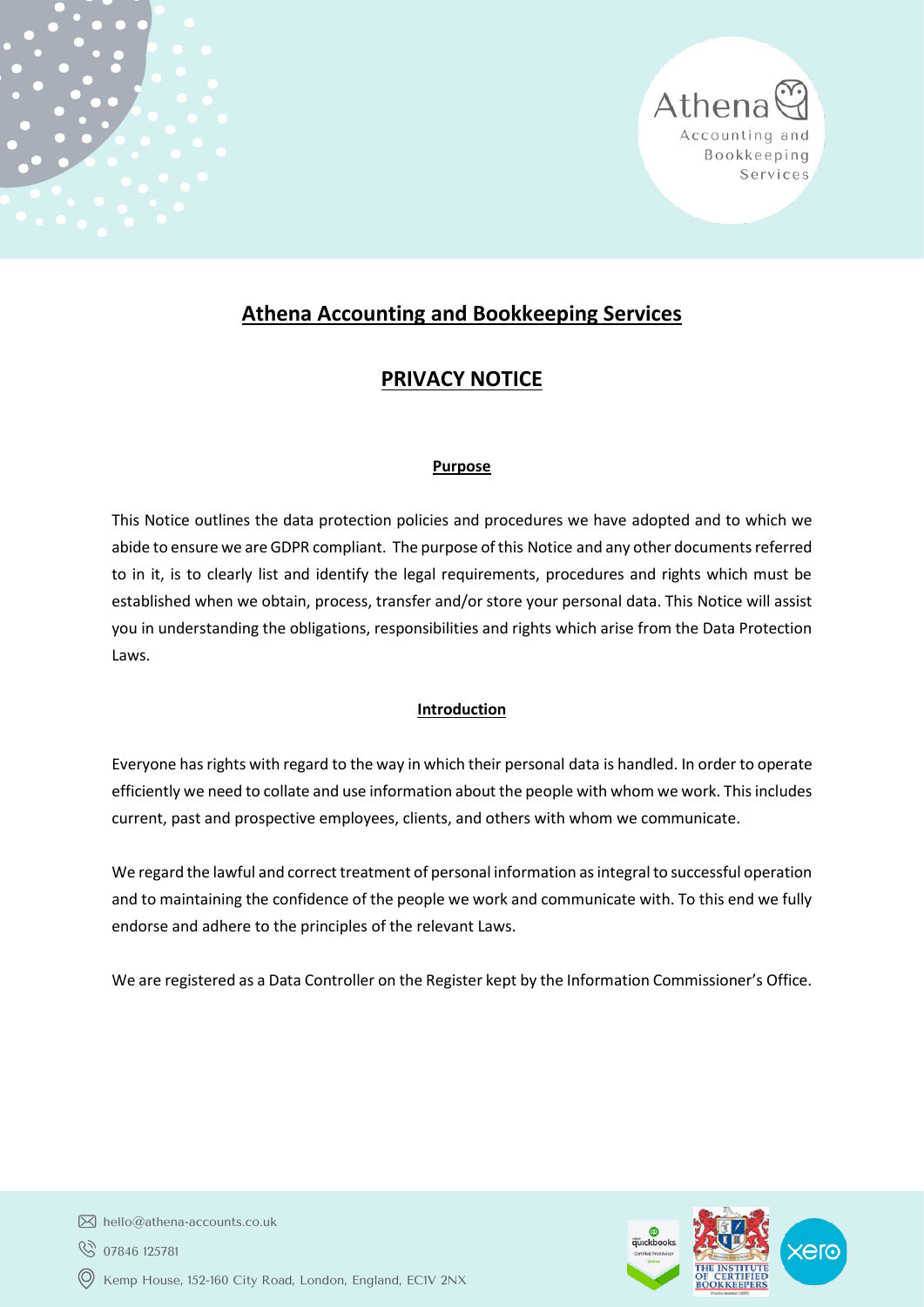# Athena Accounting and Bookkeeping Services

## PRIVACY NOTICE

### Purpose

This Notice outlines the data protection policies and procedures we have adopted and to which we abide to ensure we are GDPR compliant. The purpose of this Notice and any other documents referred to in it, is to clearly list and identify the legal requirements, procedures and rights which must be established when we obtain, process, transfer and/or store your personal data. This Notice will assist you in understanding the obligations, responsibilities and rights which arise from the Data Protection Laws.

### Introduction

Everyone has rights with regard to the way in which their personal data is handled. In order to operate efficiently we need to collate and use information about the people with whom we work. This includes current, past and prospective employees, clients, and others with whom we communicate.

We regard the lawful and correct treatment of personal information as integral to successful operation and to maintaining the confidence of the people we work and communicate with. To this end we fully endorse and adhere to the principles of the relevant Laws.

We are registered as a Data Controller on the Register kept by the Information Commissioner's Office.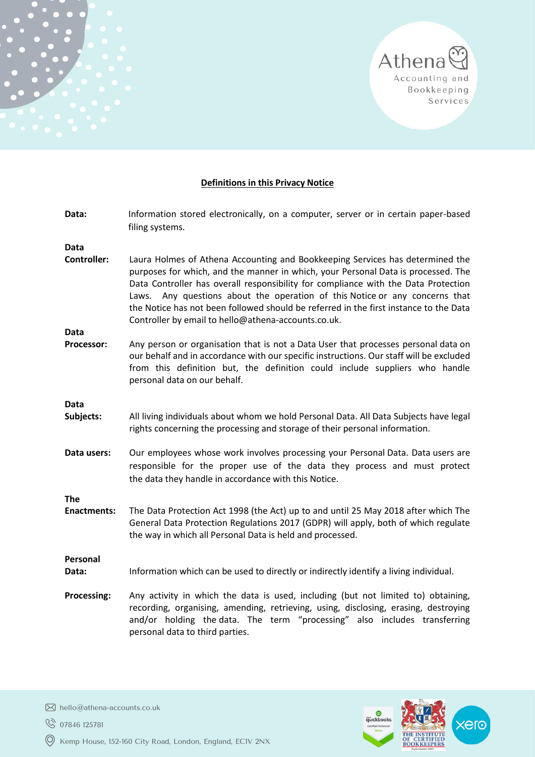## Definitions in this Privacy Notice

**Data:** Information stored electronically, on a computer, server or in certain paper-based filing systems.

**Data Controller:** Laura Holmes of Athena Accounting and Bookkeeping Services has determined the purposes for which, and the manner in which, your Personal Data is processed. The Data Controller has overall responsibility for compliance with the Data Protection Laws. Any questions about the operation of this Notice or any concerns that the Notice has not been followed should be referred in the first instance to the Data Controller by email to hello@athena-accounts.co.uk.

**Data Processor:** Any person or organisation that is not a Data User that processes personal data on our behalf and in accordance with our specific instructions. Our staff will be excluded from this definition but, the definition could include suppliers who handle personal data on our behalf.

**Data Subjects:** All living individuals about whom we hold Personal Data. All Data Subjects have legal rights concerning the processing and storage of their personal information.

**Data users:** Our employees whose work involves processing your Personal Data. Data users are responsible for the proper use of the data they process and must protect the data they handle in accordance with this Notice.

**The Enactments:** The Data Protection Act 1998 (the Act) up to and until 25 May 2018 after which The General Data Protection Regulations 2017 (GDPR) will apply, both of which regulate the way in which all Personal Data is held and processed.

**Personal Data:** Information which can be used to directly or indirectly identify a living individual.

**Processing:** Any activity in which the data is used, including (but not limited to) obtaining, recording, organising, amending, retrieving, using, disclosing, erasing, destroying and/or holding the data. The term "processing" also includes transferring personal data to third parties.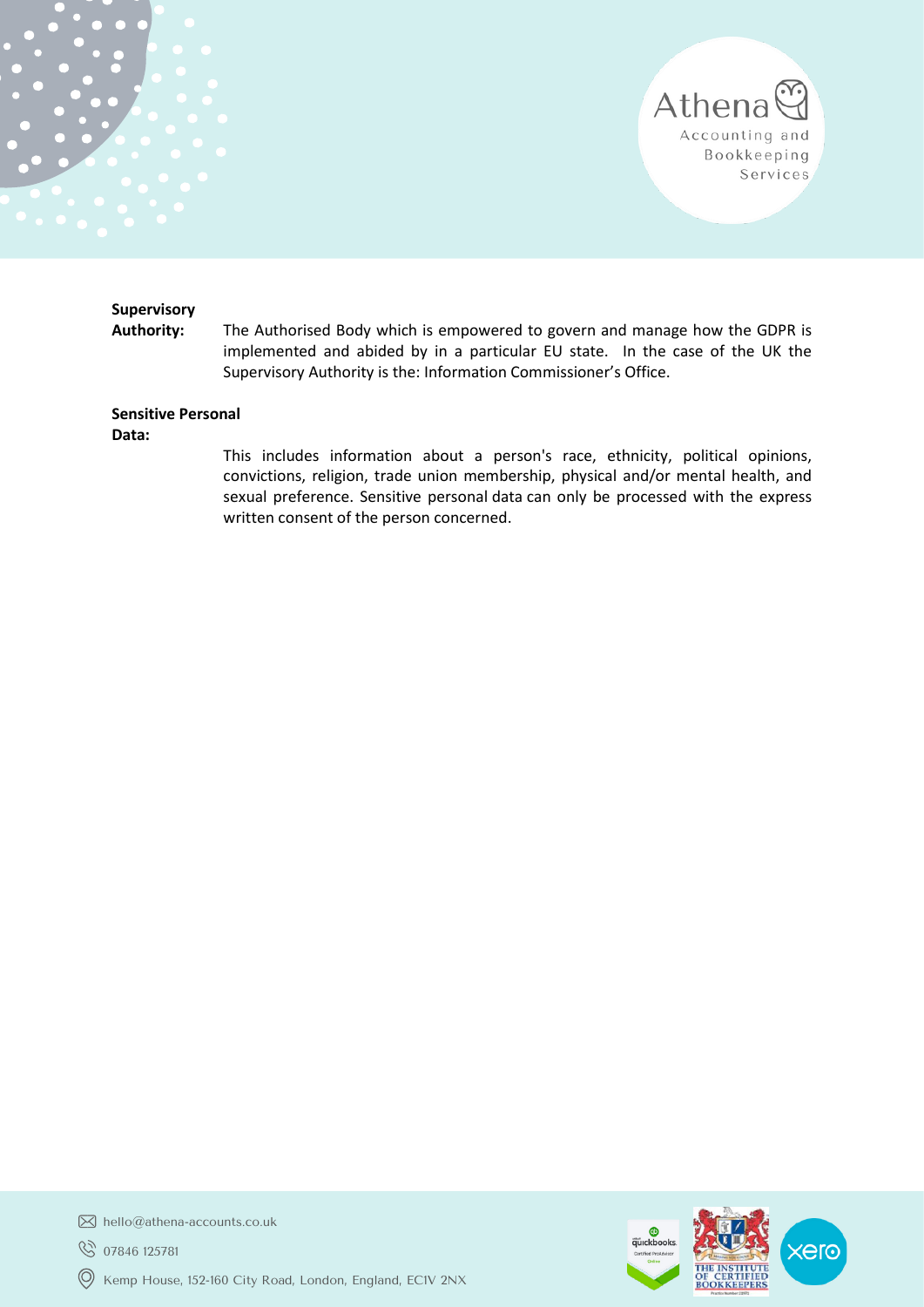**Supervisory Authority:** The Authorised Body which is empowered to govern and manage how the GDPR is implemented and abided by in a particular EU state. In the case of the UK the Supervisory Authority is the: Information Commissioner's Office.

**Sensitive Personal Data:** This includes information about a person's race, ethnicity, political opinions, convictions, religion, trade union membership, physical and/or mental health, and sexual preference. Sensitive personal data can only be processed with the express written consent of the person concerned.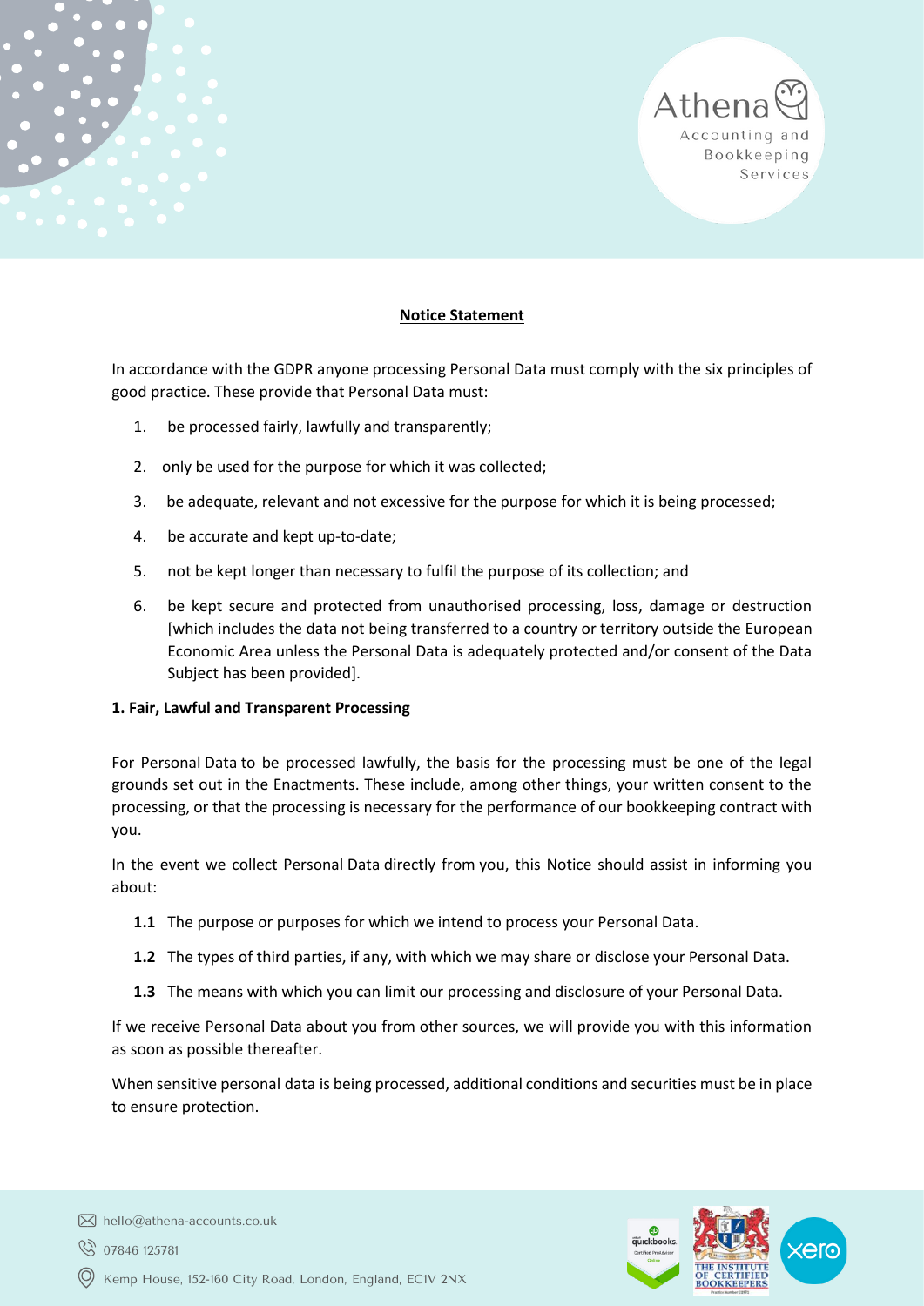**Notice Statement**

In accordance with the GDPR anyone processing Personal Data must comply with the six principles of good practice. These provide that Personal Data must:

1. be processed fairly, lawfully and transparently;
2. only be used for the purpose for which it was collected;
3. be adequate, relevant and not excessive for the purpose for which it is being processed;
4. be accurate and kept up-to-date;
5. not be kept longer than necessary to fulfil the purpose of its collection; and
6. be kept secure and protected from unauthorised processing, loss, damage or destruction [which includes the data not being transferred to a country or territory outside the European Economic Area unless the Personal Data is adequately protected and/or consent of the Data Subject has been provided].

**1. Fair, Lawful and Transparent Processing**

For Personal Data to be processed lawfully, the basis for the processing must be one of the legal grounds set out in the Enactments. These include, among other things, your written consent to the processing, or that the processing is necessary for the performance of our bookkeeping contract with you.

In the event we collect Personal Data directly from you, this Notice should assist in informing you about:

**1.1** The purpose or purposes for which we intend to process your Personal Data.

**1.2** The types of third parties, if any, with which we may share or disclose your Personal Data.

**1.3** The means with which you can limit our processing and disclosure of your Personal Data.

If we receive Personal Data about you from other sources, we will provide you with this information as soon as possible thereafter.

When sensitive personal data is being processed, additional conditions and securities must be in place to ensure protection.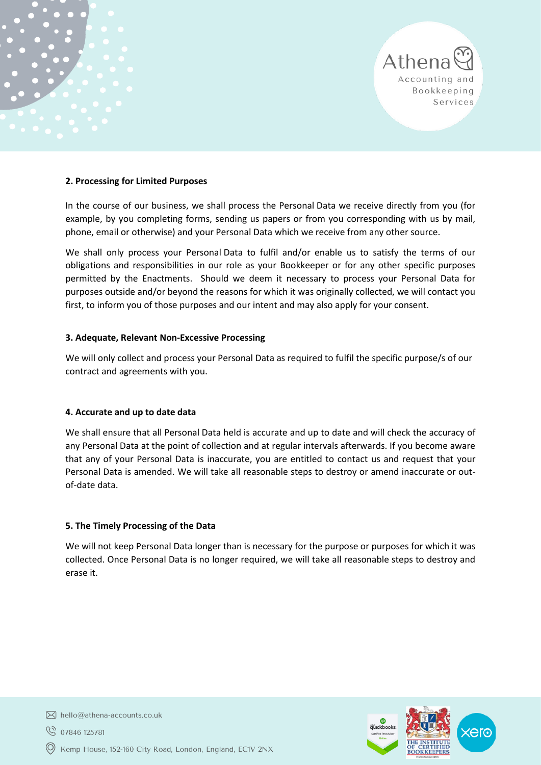**2. Processing for Limited Purposes**

In the course of our business, we shall process the Personal Data we receive directly from you (for example, by you completing forms, sending us papers or from you corresponding with us by mail, phone, email or otherwise) and your Personal Data which we receive from any other source.

We shall only process your Personal Data to fulfil and/or enable us to satisfy the terms of our obligations and responsibilities in our role as your Bookkeeper or for any other specific purposes permitted by the Enactments. Should we deem it necessary to process your Personal Data for purposes outside and/or beyond the reasons for which it was originally collected, we will contact you first, to inform you of those purposes and our intent and may also apply for your consent.

**3. Adequate, Relevant Non-Excessive Processing**

We will only collect and process your Personal Data as required to fulfil the specific purpose/s of our contract and agreements with you.

**4. Accurate and up to date data**

We shall ensure that all Personal Data held is accurate and up to date and will check the accuracy of any Personal Data at the point of collection and at regular intervals afterwards. If you become aware that any of your Personal Data is inaccurate, you are entitled to contact us and request that your Personal Data is amended. We will take all reasonable steps to destroy or amend inaccurate or out-of-date data.

**5. The Timely Processing of the Data**

We will not keep Personal Data longer than is necessary for the purpose or purposes for which it was collected. Once Personal Data is no longer required, we will take all reasonable steps to destroy and erase it.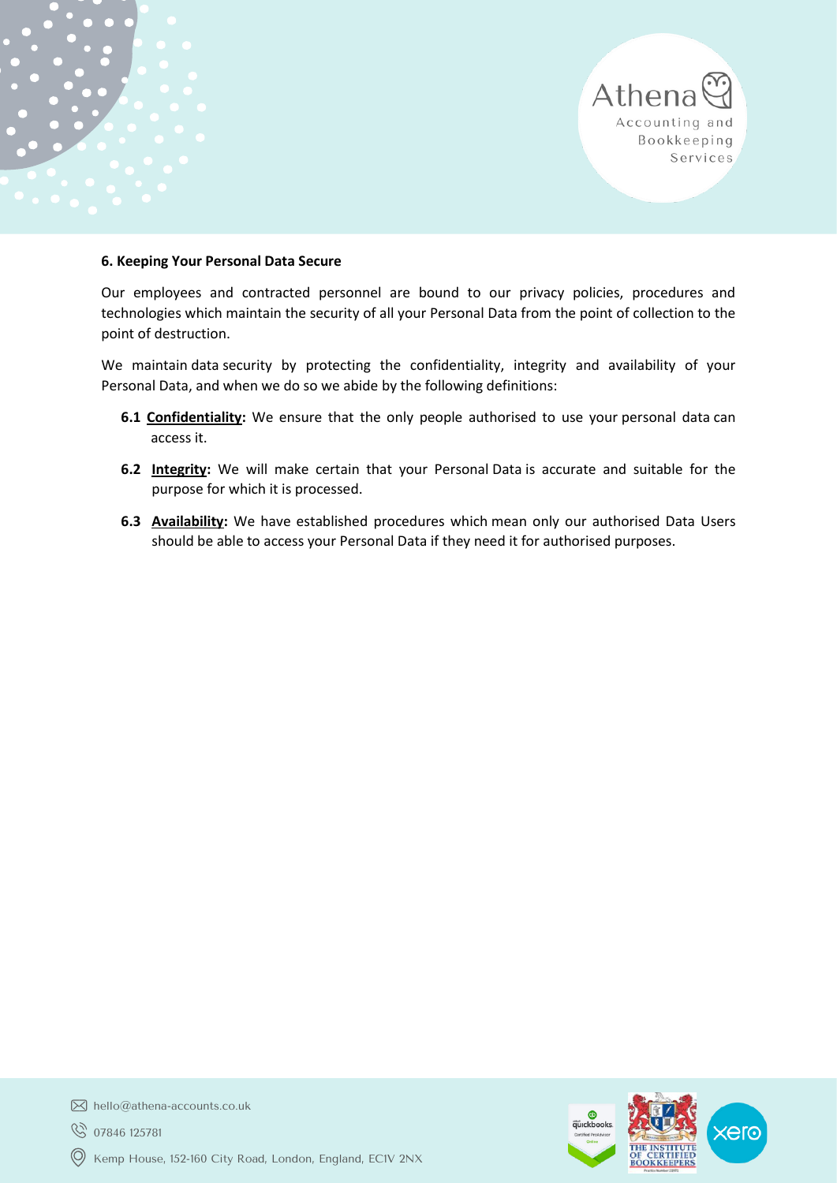## 6. Keeping Your Personal Data Secure

Our employees and contracted personnel are bound to our privacy policies, procedures and technologies which maintain the security of all your Personal Data from the point of collection to the point of destruction.

We maintain data security by protecting the confidentiality, integrity and availability of your Personal Data, and when we do so we abide by the following definitions:

**6.1** **Confidentiality:** We ensure that the only people authorised to use your personal data can access it.

**6.2** **Integrity:** We will make certain that your Personal Data is accurate and suitable for the purpose for which it is processed.

**6.3** **Availability:** We have established procedures which mean only our authorised Data Users should be able to access your Personal Data if they need it for authorised purposes.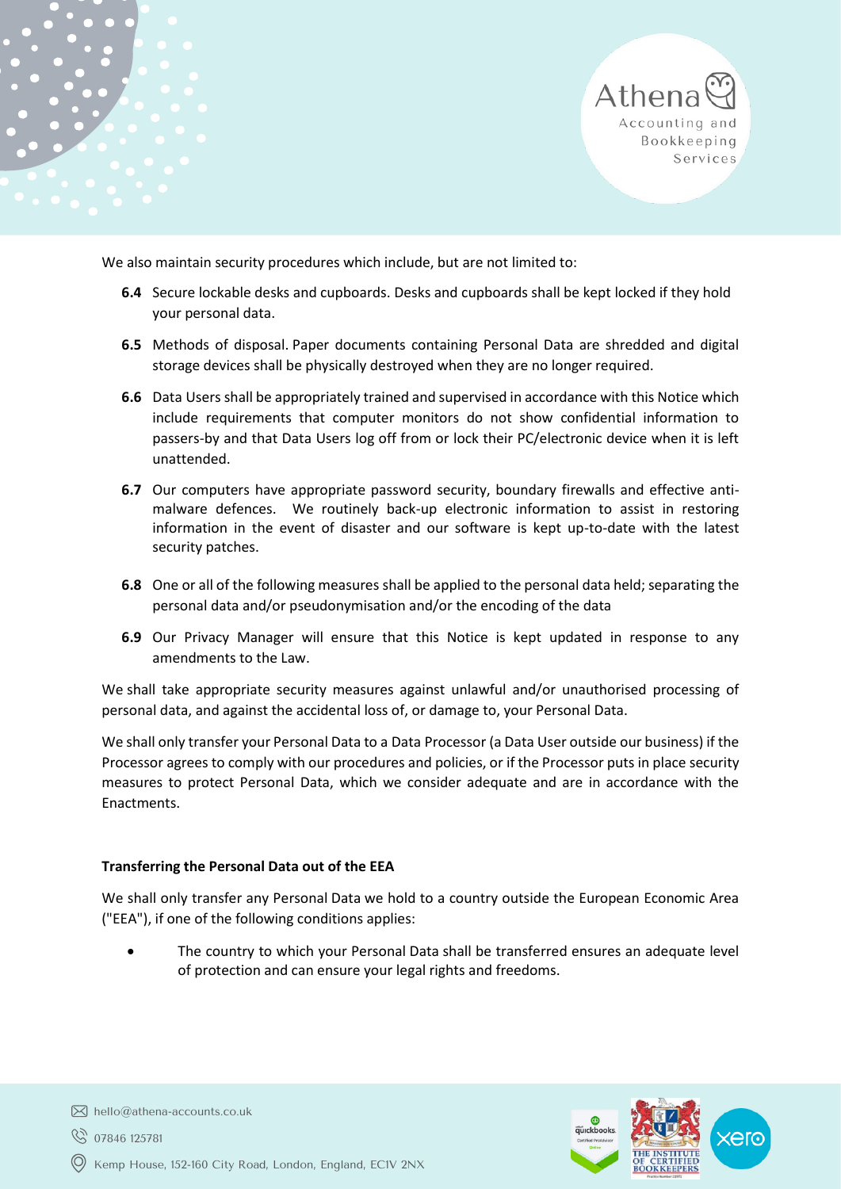We also maintain security procedures which include, but are not limited to:

**6.4** Secure lockable desks and cupboards. Desks and cupboards shall be kept locked if they hold your personal data.

**6.5** Methods of disposal. Paper documents containing Personal Data are shredded and digital storage devices shall be physically destroyed when they are no longer required.

**6.6** Data Users shall be appropriately trained and supervised in accordance with this Notice which include requirements that computer monitors do not show confidential information to passers-by and that Data Users log off from or lock their PC/electronic device when it is left unattended.

**6.7** Our computers have appropriate password security, boundary firewalls and effective anti-malware defences. We routinely back-up electronic information to assist in restoring information in the event of disaster and our software is kept up-to-date with the latest security patches.

**6.8** One or all of the following measures shall be applied to the personal data held; separating the personal data and/or pseudonymisation and/or the encoding of the data

**6.9** Our Privacy Manager will ensure that this Notice is kept updated in response to any amendments to the Law.

We shall take appropriate security measures against unlawful and/or unauthorised processing of personal data, and against the accidental loss of, or damage to, your Personal Data.

We shall only transfer your Personal Data to a Data Processor (a Data User outside our business) if the Processor agrees to comply with our procedures and policies, or if the Processor puts in place security measures to protect Personal Data, which we consider adequate and are in accordance with the Enactments.

**Transferring the Personal Data out of the EEA**

We shall only transfer any Personal Data we hold to a country outside the European Economic Area ("EEA"), if one of the following conditions applies:

- The country to which your Personal Data shall be transferred ensures an adequate level of protection and can ensure your legal rights and freedoms.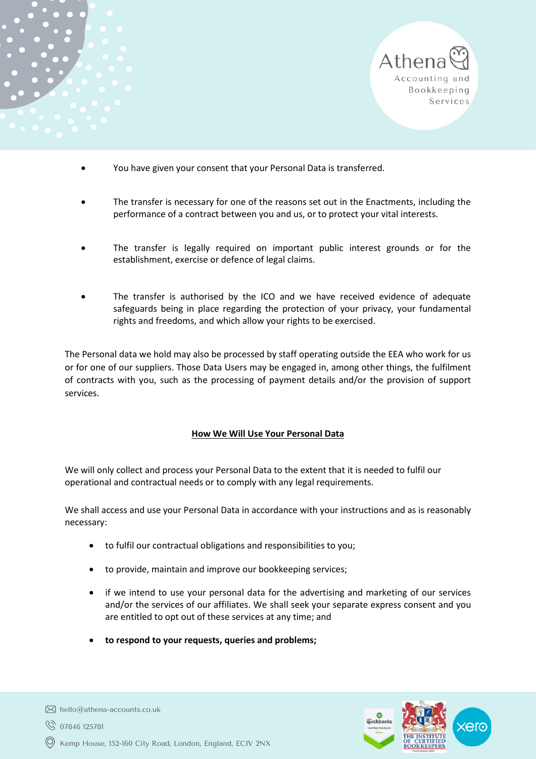- You have given your consent that your Personal Data is transferred.

- The transfer is necessary for one of the reasons set out in the Enactments, including the performance of a contract between you and us, or to protect your vital interests.

- The transfer is legally required on important public interest grounds or for the establishment, exercise or defence of legal claims.

- The transfer is authorised by the ICO and we have received evidence of adequate safeguards being in place regarding the protection of your privacy, your fundamental rights and freedoms, and which allow your rights to be exercised.

The Personal data we hold may also be processed by staff operating outside the EEA who work for us or for one of our suppliers. Those Data Users may be engaged in, among other things, the fulfilment of contracts with you, such as the processing of payment details and/or the provision of support services.

**How We Will Use Your Personal Data**

We will only collect and process your Personal Data to the extent that it is needed to fulfil our operational and contractual needs or to comply with any legal requirements.

We shall access and use your Personal Data in accordance with your instructions and as is reasonably necessary:

- to fulfil our contractual obligations and responsibilities to you;

- to provide, maintain and improve our bookkeeping services;

- if we intend to use your personal data for the advertising and marketing of our services and/or the services of our affiliates. We shall seek your separate express consent and you are entitled to opt out of these services at any time; and

- **to respond to your requests, queries and problems;**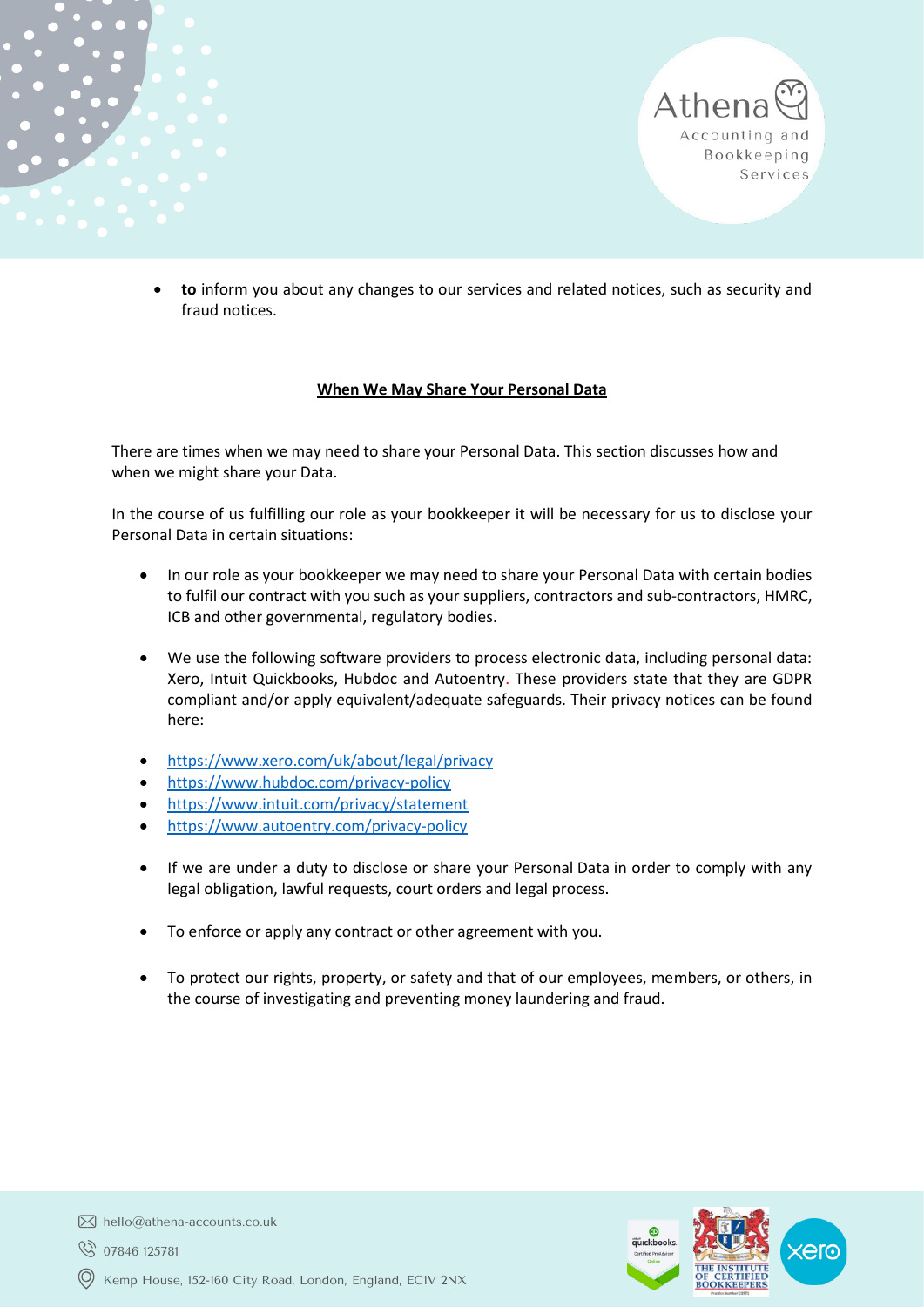- **to** inform you about any changes to our services and related notices, such as security and fraud notices.

## When We May Share Your Personal Data

There are times when we may need to share your Personal Data. This section discusses how and when we might share your Data.

In the course of us fulfilling our role as your bookkeeper it will be necessary for us to disclose your Personal Data in certain situations:

- In our role as your bookkeeper we may need to share your Personal Data with certain bodies to fulfil our contract with you such as your suppliers, contractors and sub-contractors, HMRC, ICB and other governmental, regulatory bodies.

- We use the following software providers to process electronic data, including personal data: Xero, Intuit Quickbooks, Hubdoc and Autoentry. These providers state that they are GDPR compliant and/or apply equivalent/adequate safeguards. Their privacy notices can be found here:

- https://www.xero.com/uk/about/legal/privacy
- https://www.hubdoc.com/privacy-policy
- https://www.intuit.com/privacy/statement
- https://www.autoentry.com/privacy-policy

- If we are under a duty to disclose or share your Personal Data in order to comply with any legal obligation, lawful requests, court orders and legal process.

- To enforce or apply any contract or other agreement with you.

- To protect our rights, property, or safety and that of our employees, members, or others, in the course of investigating and preventing money laundering and fraud.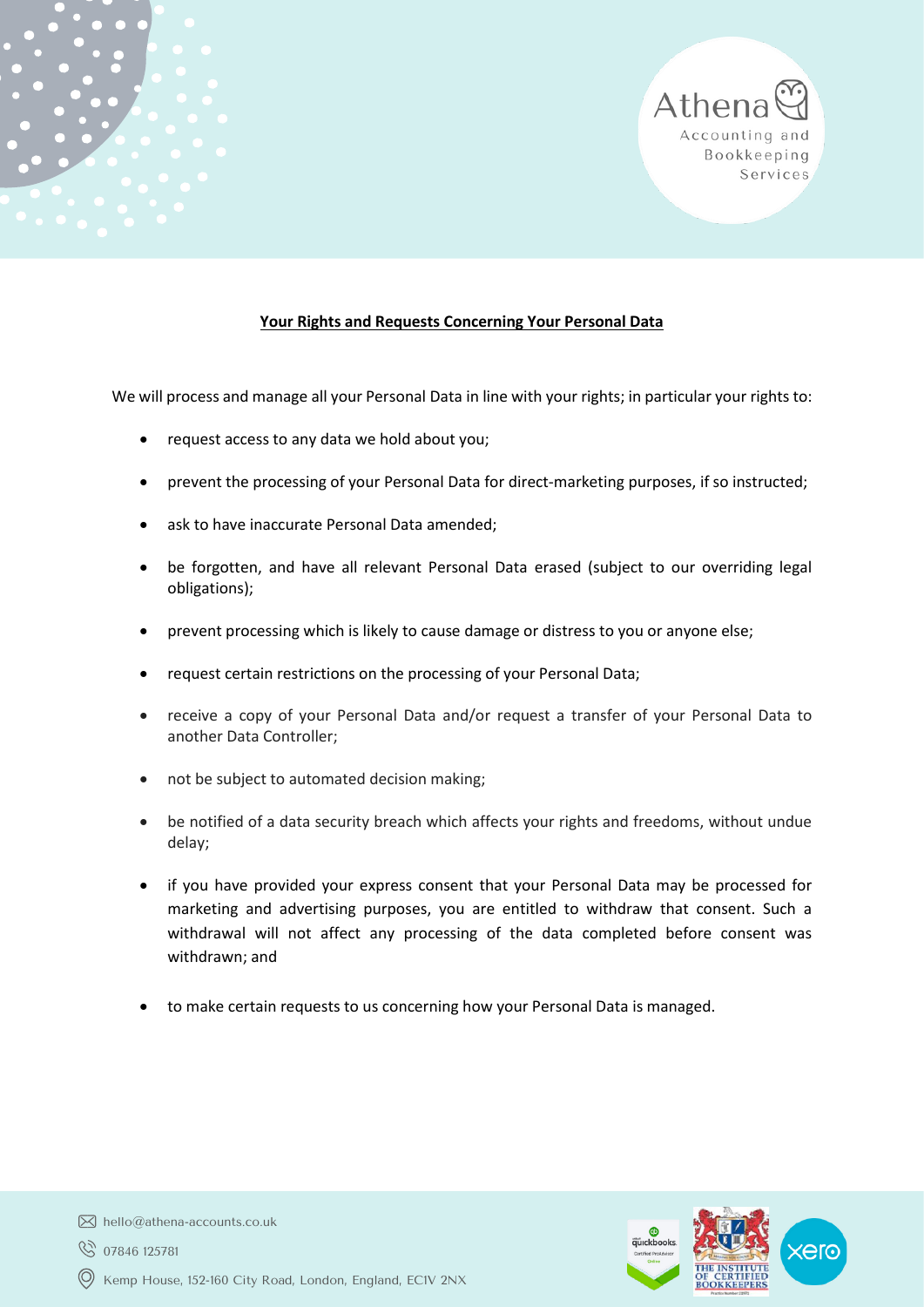## Your Rights and Requests Concerning Your Personal Data

We will process and manage all your Personal Data in line with your rights; in particular your rights to:

- request access to any data we hold about you;
- prevent the processing of your Personal Data for direct-marketing purposes, if so instructed;
- ask to have inaccurate Personal Data amended;
- be forgotten, and have all relevant Personal Data erased (subject to our overriding legal obligations);
- prevent processing which is likely to cause damage or distress to you or anyone else;
- request certain restrictions on the processing of your Personal Data;
- receive a copy of your Personal Data and/or request a transfer of your Personal Data to another Data Controller;
- not be subject to automated decision making;
- be notified of a data security breach which affects your rights and freedoms, without undue delay;
- if you have provided your express consent that your Personal Data may be processed for marketing and advertising purposes, you are entitled to withdraw that consent. Such a withdrawal will not affect any processing of the data completed before consent was withdrawn; and
- to make certain requests to us concerning how your Personal Data is managed.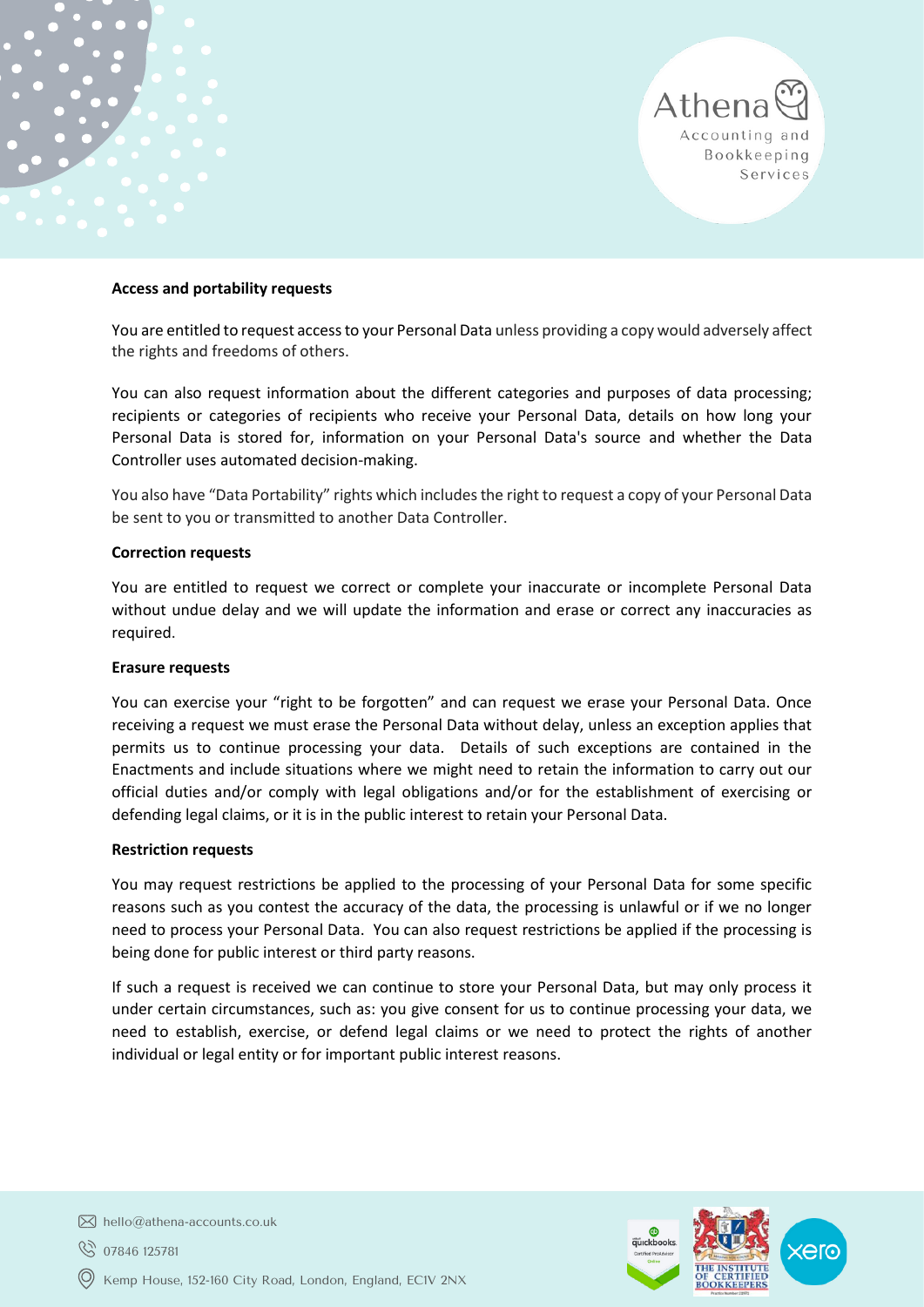**Access and portability requests**

You are entitled to request access to your Personal Data unless providing a copy would adversely affect the rights and freedoms of others.

You can also request information about the different categories and purposes of data processing; recipients or categories of recipients who receive your Personal Data, details on how long your Personal Data is stored for, information on your Personal Data's source and whether the Data Controller uses automated decision-making.

You also have "Data Portability" rights which includes the right to request a copy of your Personal Data be sent to you or transmitted to another Data Controller.

**Correction requests**

You are entitled to request we correct or complete your inaccurate or incomplete Personal Data without undue delay and we will update the information and erase or correct any inaccuracies as required.

**Erasure requests**

You can exercise your "right to be forgotten" and can request we erase your Personal Data. Once receiving a request we must erase the Personal Data without delay, unless an exception applies that permits us to continue processing your data. Details of such exceptions are contained in the Enactments and include situations where we might need to retain the information to carry out our official duties and/or comply with legal obligations and/or for the establishment of exercising or defending legal claims, or it is in the public interest to retain your Personal Data.

**Restriction requests**

You may request restrictions be applied to the processing of your Personal Data for some specific reasons such as you contest the accuracy of the data, the processing is unlawful or if we no longer need to process your Personal Data. You can also request restrictions be applied if the processing is being done for public interest or third party reasons.

If such a request is received we can continue to store your Personal Data, but may only process it under certain circumstances, such as: you give consent for us to continue processing your data, we need to establish, exercise, or defend legal claims or we need to protect the rights of another individual or legal entity or for important public interest reasons.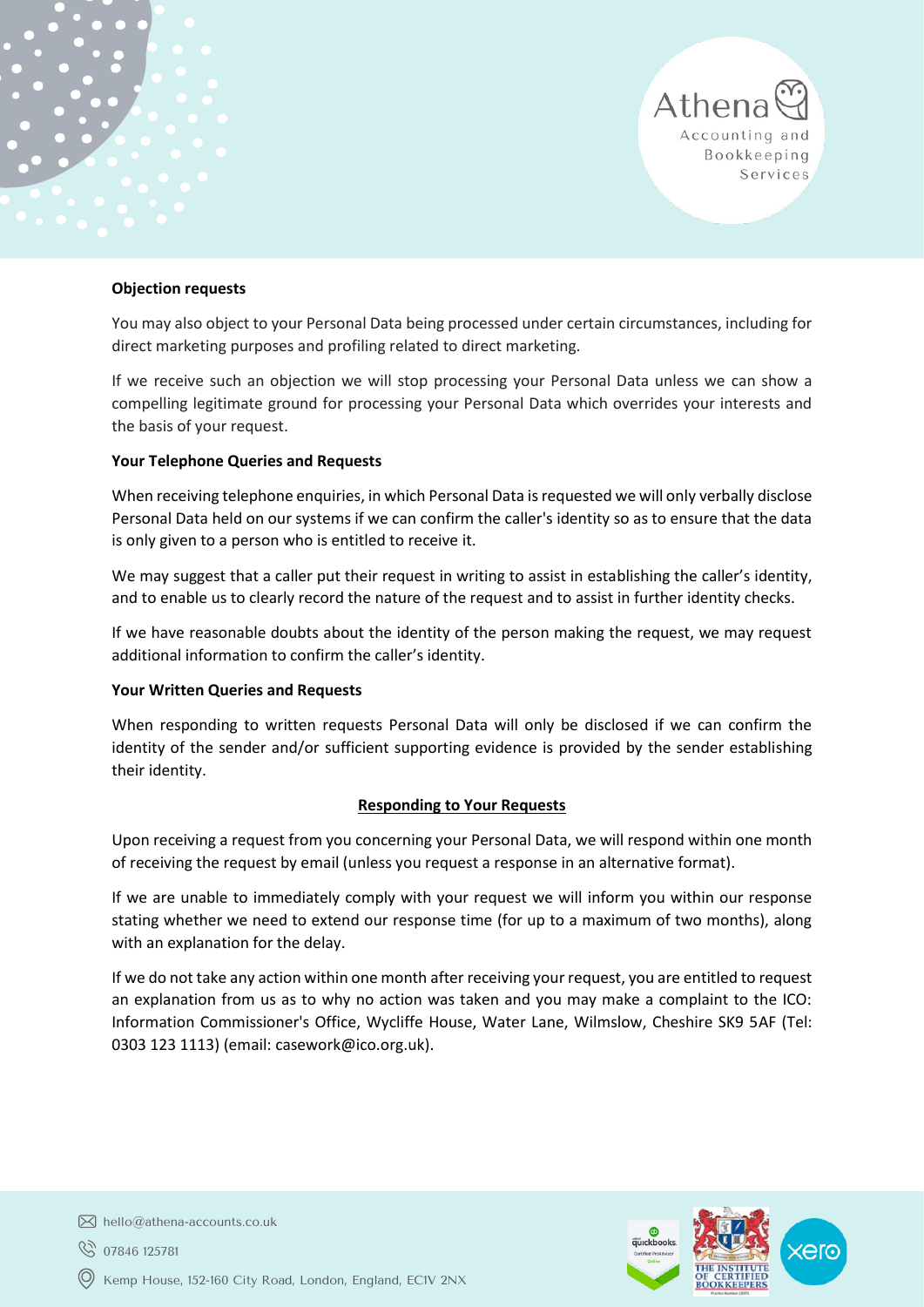**Objection requests**

You may also object to your Personal Data being processed under certain circumstances, including for direct marketing purposes and profiling related to direct marketing.

If we receive such an objection we will stop processing your Personal Data unless we can show a compelling legitimate ground for processing your Personal Data which overrides your interests and the basis of your request.

**Your Telephone Queries and Requests**

When receiving telephone enquiries, in which Personal Data is requested we will only verbally disclose Personal Data held on our systems if we can confirm the caller's identity so as to ensure that the data is only given to a person who is entitled to receive it.

We may suggest that a caller put their request in writing to assist in establishing the caller's identity, and to enable us to clearly record the nature of the request and to assist in further identity checks.

If we have reasonable doubts about the identity of the person making the request, we may request additional information to confirm the caller's identity.

**Your Written Queries and Requests**

When responding to written requests Personal Data will only be disclosed if we can confirm the identity of the sender and/or sufficient supporting evidence is provided by the sender establishing their identity.

## Responding to Your Requests

Upon receiving a request from you concerning your Personal Data, we will respond within one month of receiving the request by email (unless you request a response in an alternative format).

If we are unable to immediately comply with your request we will inform you within our response stating whether we need to extend our response time (for up to a maximum of two months), along with an explanation for the delay.

If we do not take any action within one month after receiving your request, you are entitled to request an explanation from us as to why no action was taken and you may make a complaint to the ICO: Information Commissioner's Office, Wycliffe House, Water Lane, Wilmslow, Cheshire SK9 5AF (Tel: 0303 123 1113) (email: casework@ico.org.uk).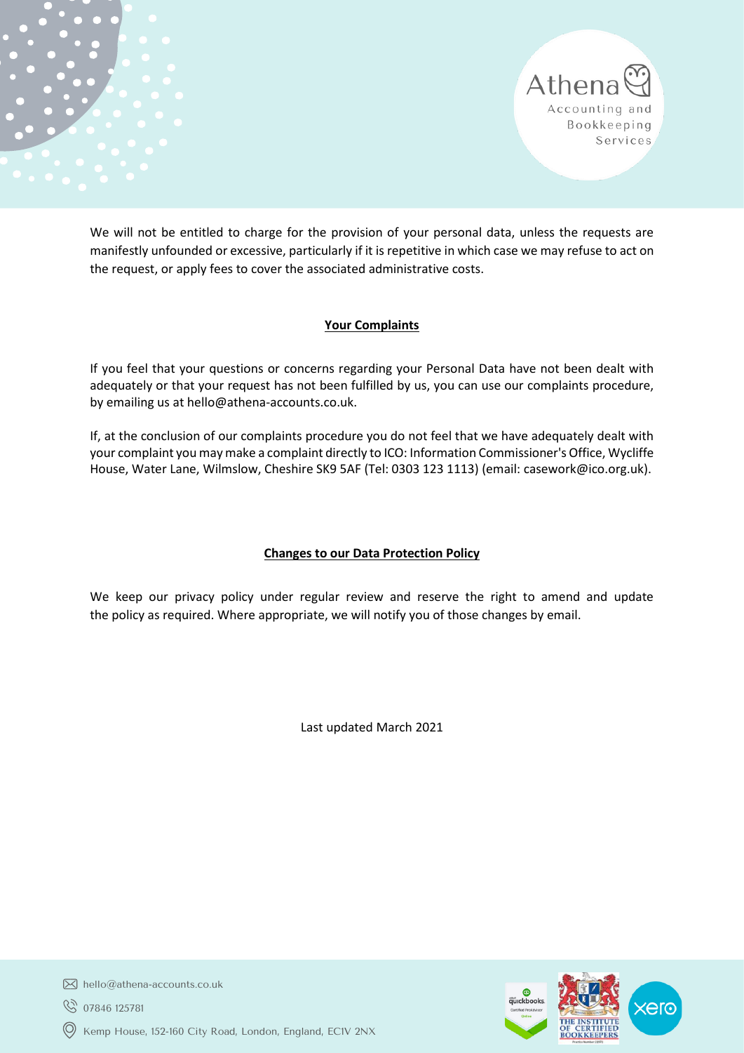We will not be entitled to charge for the provision of your personal data, unless the requests are manifestly unfounded or excessive, particularly if it is repetitive in which case we may refuse to act on the request, or apply fees to cover the associated administrative costs.

## Your Complaints

If you feel that your questions or concerns regarding your Personal Data have not been dealt with adequately or that your request has not been fulfilled by us, you can use our complaints procedure, by emailing us at hello@athena-accounts.co.uk.

If, at the conclusion of our complaints procedure you do not feel that we have adequately dealt with your complaint you may make a complaint directly to ICO: Information Commissioner's Office, Wycliffe House, Water Lane, Wilmslow, Cheshire SK9 5AF (Tel: 0303 123 1113) (email: casework@ico.org.uk).

## Changes to our Data Protection Policy

We keep our privacy policy under regular review and reserve the right to amend and update the policy as required. Where appropriate, we will notify you of those changes by email.

Last updated March 2021